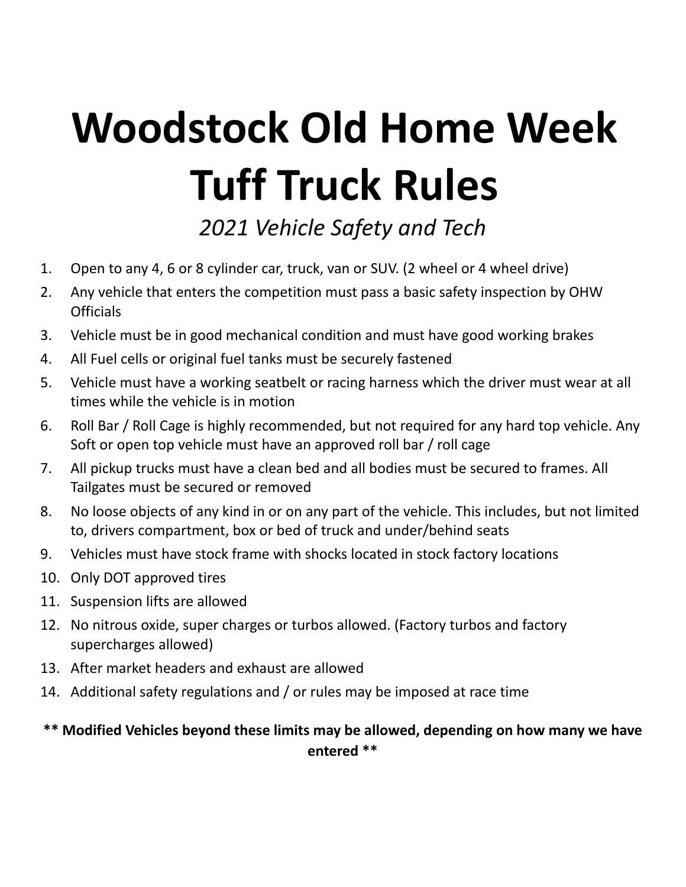# Woodstock Old Home Week Tuff Truck Rules

*2021 Vehicle Safety and Tech*

1. Open to any 4, 6 or 8 cylinder car, truck, van or SUV. (2 wheel or 4 wheel drive)
2. Any vehicle that enters the competition must pass a basic safety inspection by OHW Officials
3. Vehicle must be in good mechanical condition and must have good working brakes
4. All Fuel cells or original fuel tanks must be securely fastened
5. Vehicle must have a working seatbelt or racing harness which the driver must wear at all times while the vehicle is in motion
6. Roll Bar / Roll Cage is highly recommended, but not required for any hard top vehicle. Any Soft or open top vehicle must have an approved roll bar / roll cage
7. All pickup trucks must have a clean bed and all bodies must be secured to frames. All Tailgates must be secured or removed
8. No loose objects of any kind in or on any part of the vehicle. This includes, but not limited to, drivers compartment, box or bed of truck and under/behind seats
9. Vehicles must have stock frame with shocks located in stock factory locations
10. Only DOT approved tires
11. Suspension lifts are allowed
12. No nitrous oxide, super charges or turbos allowed. (Factory turbos and factory supercharges allowed)
13. After market headers and exhaust are allowed
14. Additional safety regulations and / or rules may be imposed at race time

**** Modified Vehicles beyond these limits may be allowed, depending on how many we have entered ****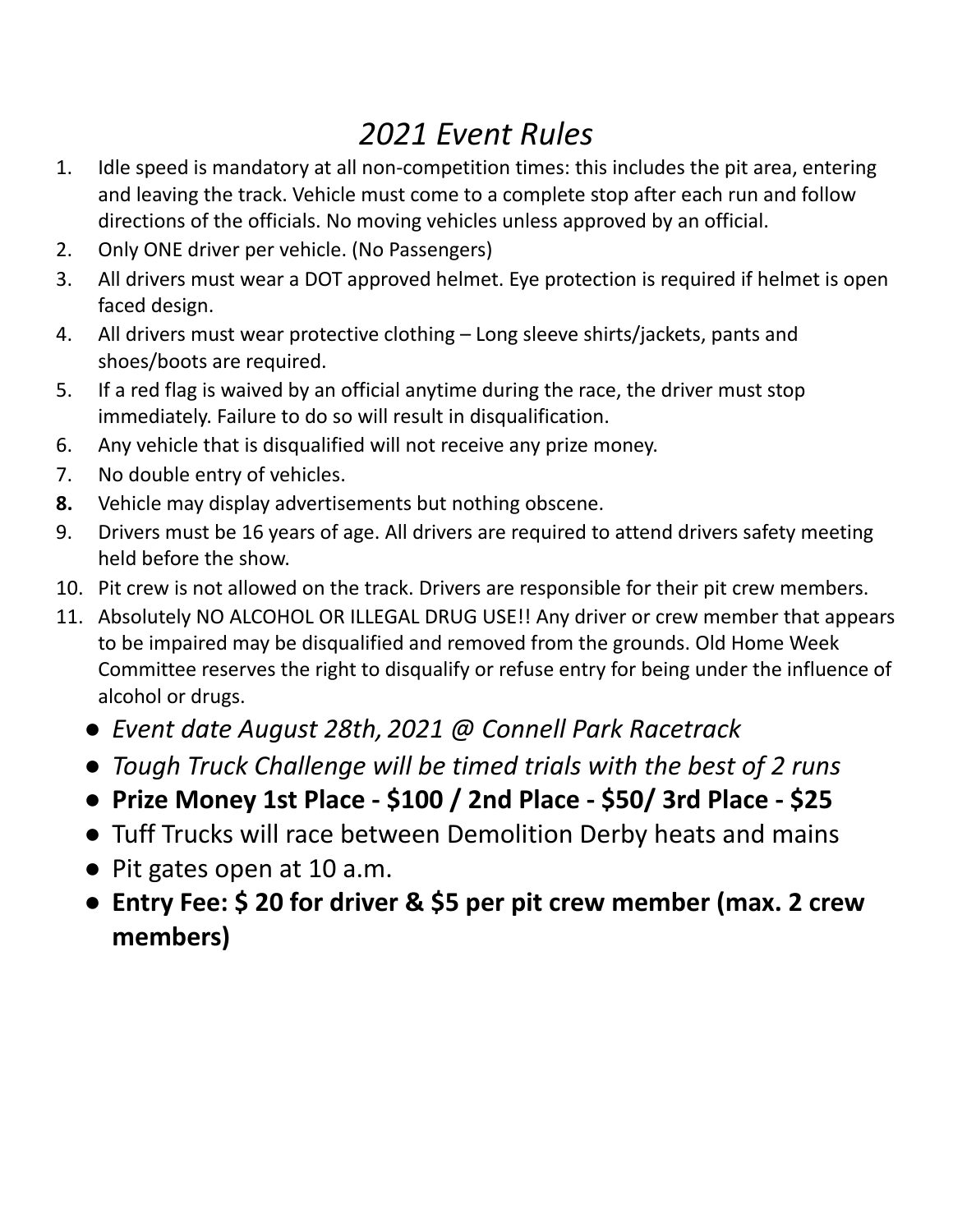# *2021 Event Rules*

1. Idle speed is mandatory at all non-competition times: this includes the pit area, entering and leaving the track. Vehicle must come to a complete stop after each run and follow directions of the officials. No moving vehicles unless approved by an official.
2. Only ONE driver per vehicle. (No Passengers)
3. All drivers must wear a DOT approved helmet. Eye protection is required if helmet is open faced design.
4. All drivers must wear protective clothing – Long sleeve shirts/jackets, pants and shoes/boots are required.
5. If a red flag is waived by an official anytime during the race, the driver must stop immediately. Failure to do so will result in disqualification.
6. Any vehicle that is disqualified will not receive any prize money.
7. No double entry of vehicles.
8. Vehicle may display advertisements but nothing obscene.
9. Drivers must be 16 years of age. All drivers are required to attend drivers safety meeting held before the show.
10. Pit crew is not allowed on the track. Drivers are responsible for their pit crew members.
11. Absolutely NO ALCOHOL OR ILLEGAL DRUG USE!! Any driver or crew member that appears to be impaired may be disqualified and removed from the grounds. Old Home Week Committee reserves the right to disqualify or refuse entry for being under the influence of alcohol or drugs.

- *Event date August 28th, 2021 @ Connell Park Racetrack*
- *Tough Truck Challenge will be timed trials with the best of 2 runs*
- **Prize Money 1st Place - $100 / 2nd Place - $50/ 3rd Place - $25**
- Tuff Trucks will race between Demolition Derby heats and mains
- Pit gates open at 10 a.m.
- **Entry Fee: $ 20 for driver & $5 per pit crew member (max. 2 crew members)**